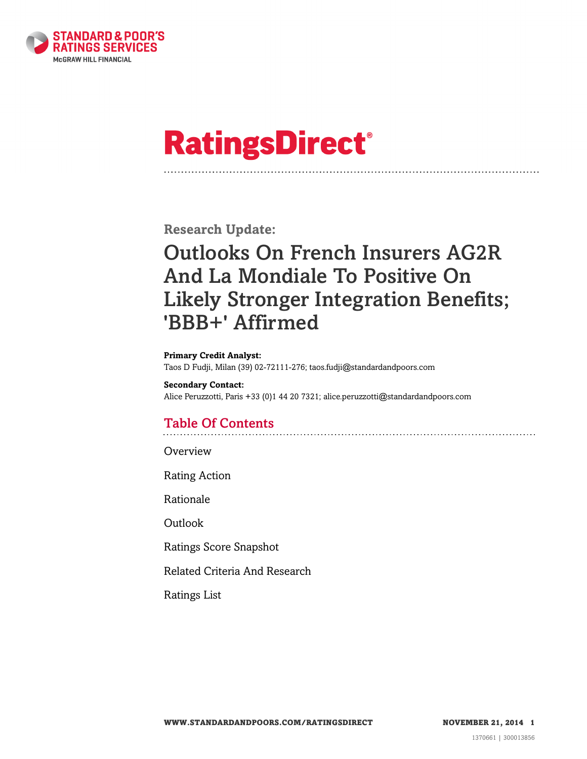STANDARD & POOR'S RATINGS SERVICES
McGRAW HILL FINANCIAL

# RatingsDirect®

**Research Update:**

# Outlooks On French Insurers AG2R And La Mondiale To Positive On Likely Stronger Integration Benefits; 'BBB+' Affirmed

**Primary Credit Analyst:**
Taos D Fudji, Milan (39) 02-72111-276; taos.fudji@standardandpoors.com

**Secondary Contact:**
Alice Peruzzotti, Paris +33 (0)1 44 20 7321; alice.peruzzotti@standardandpoors.com

## Table Of Contents

Overview

Rating Action

Rationale

Outlook

Ratings Score Snapshot

Related Criteria And Research

Ratings List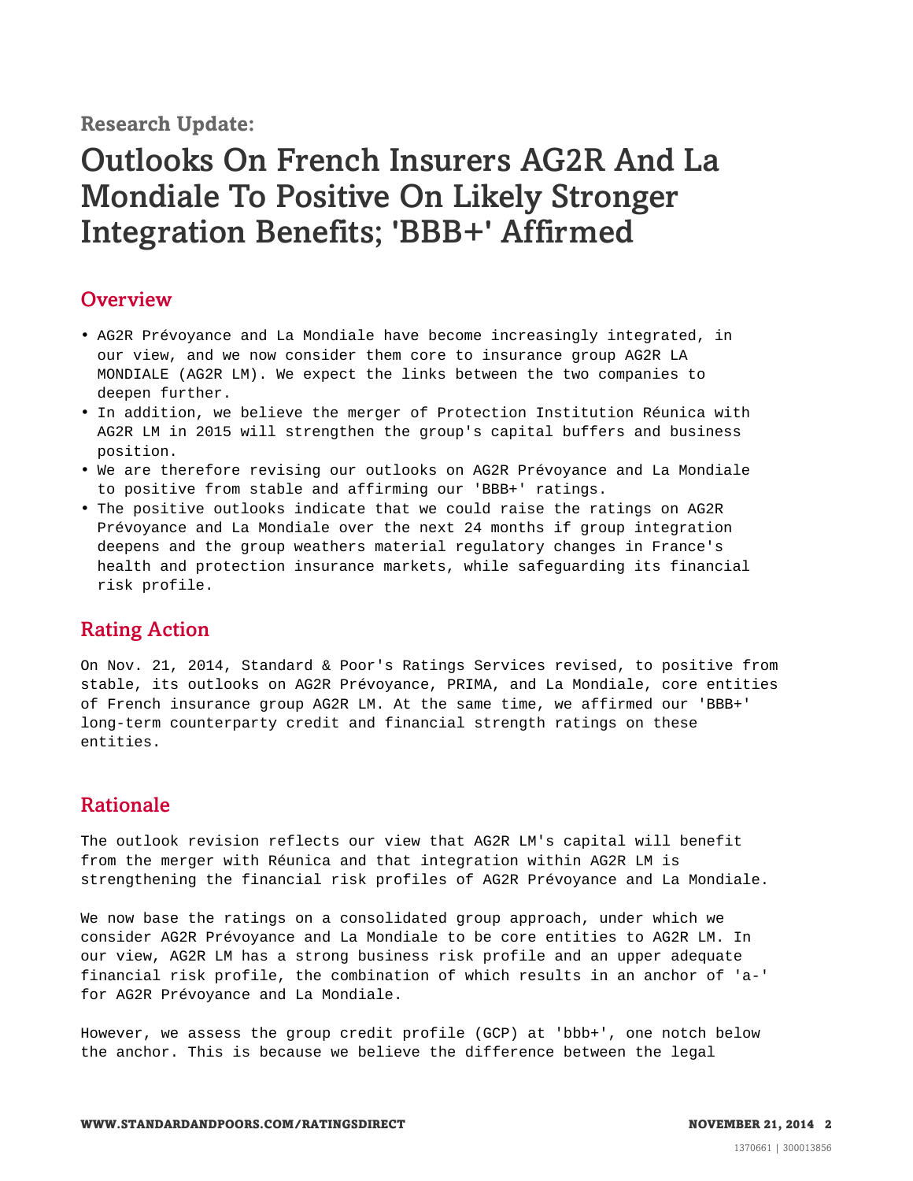Research Update:

# Outlooks On French Insurers AG2R And La Mondiale To Positive On Likely Stronger Integration Benefits; 'BBB+' Affirmed

## Overview

- AG2R Prévoyance and La Mondiale have become increasingly integrated, in our view, and we now consider them core to insurance group AG2R LA MONDIALE (AG2R LM). We expect the links between the two companies to deepen further.
- In addition, we believe the merger of Protection Institution Réunica with AG2R LM in 2015 will strengthen the group's capital buffers and business position.
- We are therefore revising our outlooks on AG2R Prévoyance and La Mondiale to positive from stable and affirming our 'BBB+' ratings.
- The positive outlooks indicate that we could raise the ratings on AG2R Prévoyance and La Mondiale over the next 24 months if group integration deepens and the group weathers material regulatory changes in France's health and protection insurance markets, while safeguarding its financial risk profile.

## Rating Action

On Nov. 21, 2014, Standard & Poor's Ratings Services revised, to positive from stable, its outlooks on AG2R Prévoyance, PRIMA, and La Mondiale, core entities of French insurance group AG2R LM. At the same time, we affirmed our 'BBB+' long-term counterparty credit and financial strength ratings on these entities.

## Rationale

The outlook revision reflects our view that AG2R LM's capital will benefit from the merger with Réunica and that integration within AG2R LM is strengthening the financial risk profiles of AG2R Prévoyance and La Mondiale.

We now base the ratings on a consolidated group approach, under which we consider AG2R Prévoyance and La Mondiale to be core entities to AG2R LM. In our view, AG2R LM has a strong business risk profile and an upper adequate financial risk profile, the combination of which results in an anchor of 'a-' for AG2R Prévoyance and La Mondiale.

However, we assess the group credit profile (GCP) at 'bbb+', one notch below the anchor. This is because we believe the difference between the legal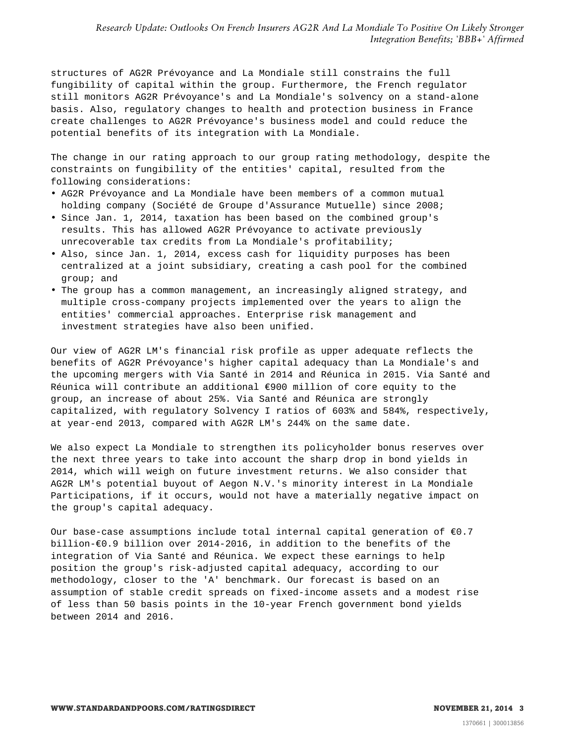structures of AG2R Prévoyance and La Mondiale still constrains the full fungibility of capital within the group. Furthermore, the French regulator still monitors AG2R Prévoyance's and La Mondiale's solvency on a stand-alone basis. Also, regulatory changes to health and protection business in France create challenges to AG2R Prévoyance's business model and could reduce the potential benefits of its integration with La Mondiale.

The change in our rating approach to our group rating methodology, despite the constraints on fungibility of the entities' capital, resulted from the following considerations:

- AG2R Prévoyance and La Mondiale have been members of a common mutual holding company (Société de Groupe d'Assurance Mutuelle) since 2008;
- Since Jan. 1, 2014, taxation has been based on the combined group's results. This has allowed AG2R Prévoyance to activate previously unrecoverable tax credits from La Mondiale's profitability;
- Also, since Jan. 1, 2014, excess cash for liquidity purposes has been centralized at a joint subsidiary, creating a cash pool for the combined group; and
- The group has a common management, an increasingly aligned strategy, and multiple cross-company projects implemented over the years to align the entities' commercial approaches. Enterprise risk management and investment strategies have also been unified.

Our view of AG2R LM's financial risk profile as upper adequate reflects the benefits of AG2R Prévoyance's higher capital adequacy than La Mondiale's and the upcoming mergers with Via Santé in 2014 and Réunica in 2015. Via Santé and Réunica will contribute an additional €900 million of core equity to the group, an increase of about 25%. Via Santé and Réunica are strongly capitalized, with regulatory Solvency I ratios of 603% and 584%, respectively, at year-end 2013, compared with AG2R LM's 244% on the same date.

We also expect La Mondiale to strengthen its policyholder bonus reserves over the next three years to take into account the sharp drop in bond yields in 2014, which will weigh on future investment returns. We also consider that AG2R LM's potential buyout of Aegon N.V.'s minority interest in La Mondiale Participations, if it occurs, would not have a materially negative impact on the group's capital adequacy.

Our base-case assumptions include total internal capital generation of €0.7 billion-€0.9 billion over 2014-2016, in addition to the benefits of the integration of Via Santé and Réunica. We expect these earnings to help position the group's risk-adjusted capital adequacy, according to our methodology, closer to the 'A' benchmark. Our forecast is based on an assumption of stable credit spreads on fixed-income assets and a modest rise of less than 50 basis points in the 10-year French government bond yields between 2014 and 2016.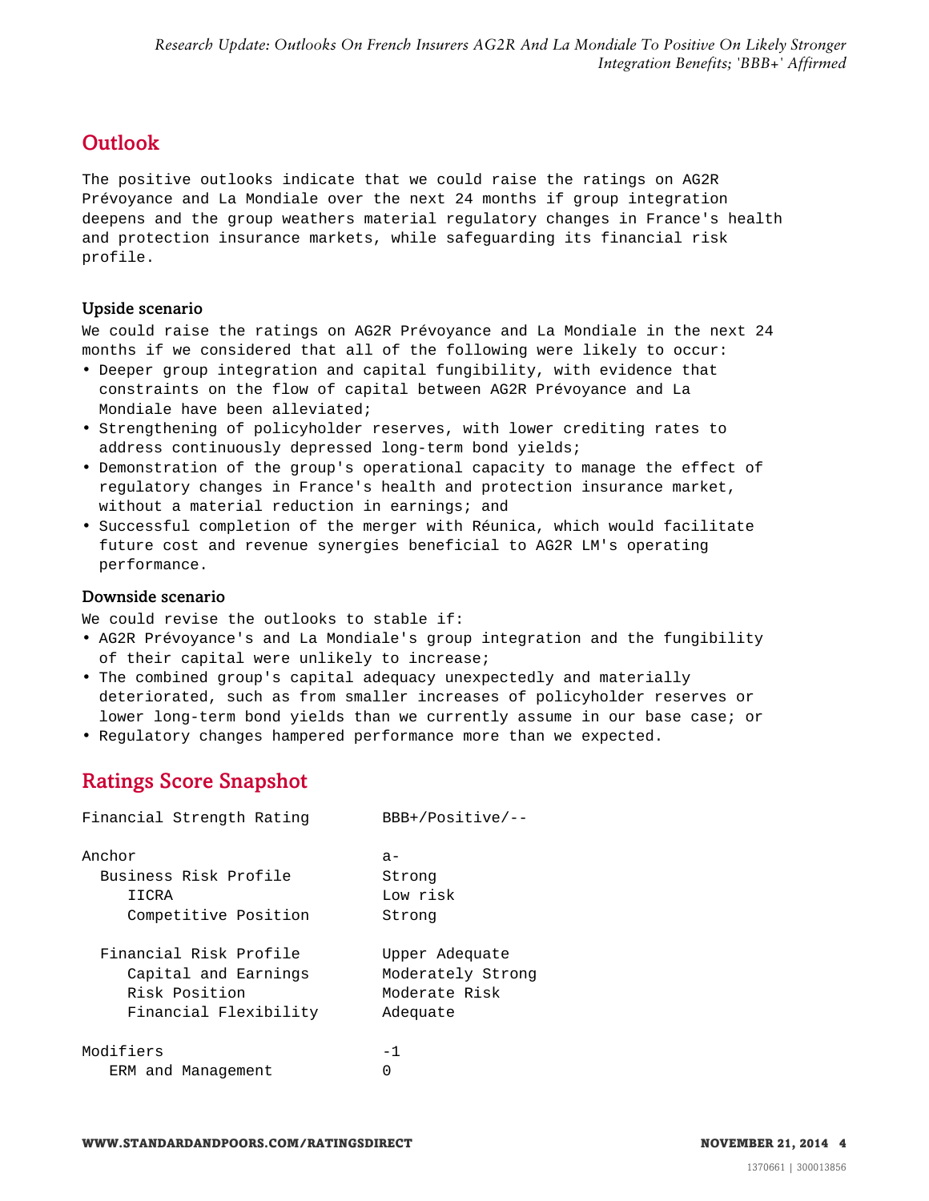## Outlook

The positive outlooks indicate that we could raise the ratings on AG2R Prévoyance and La Mondiale over the next 24 months if group integration deepens and the group weathers material regulatory changes in France's health and protection insurance markets, while safeguarding its financial risk profile.

### Upside scenario

We could raise the ratings on AG2R Prévoyance and La Mondiale in the next 24 months if we considered that all of the following were likely to occur:

- Deeper group integration and capital fungibility, with evidence that constraints on the flow of capital between AG2R Prévoyance and La Mondiale have been alleviated;
- Strengthening of policyholder reserves, with lower crediting rates to address continuously depressed long-term bond yields;
- Demonstration of the group's operational capacity to manage the effect of regulatory changes in France's health and protection insurance market, without a material reduction in earnings; and
- Successful completion of the merger with Réunica, which would facilitate future cost and revenue synergies beneficial to AG2R LM's operating performance.

### Downside scenario

We could revise the outlooks to stable if:

- AG2R Prévoyance's and La Mondiale's group integration and the fungibility of their capital were unlikely to increase;
- The combined group's capital adequacy unexpectedly and materially deteriorated, such as from smaller increases of policyholder reserves or lower long-term bond yields than we currently assume in our base case; or
- Regulatory changes hampered performance more than we expected.

## Ratings Score Snapshot

| | |
|---|---|
| Financial Strength Rating | BBB+/Positive/-- |
| Anchor | a- |
| Business Risk Profile | Strong |
| IICRA | Low risk |
| Competitive Position | Strong |
| Financial Risk Profile | Upper Adequate |
| Capital and Earnings | Moderately Strong |
| Risk Position | Moderate Risk |
| Financial Flexibility | Adequate |
| Modifiers | -1 |
| ERM and Management | 0 |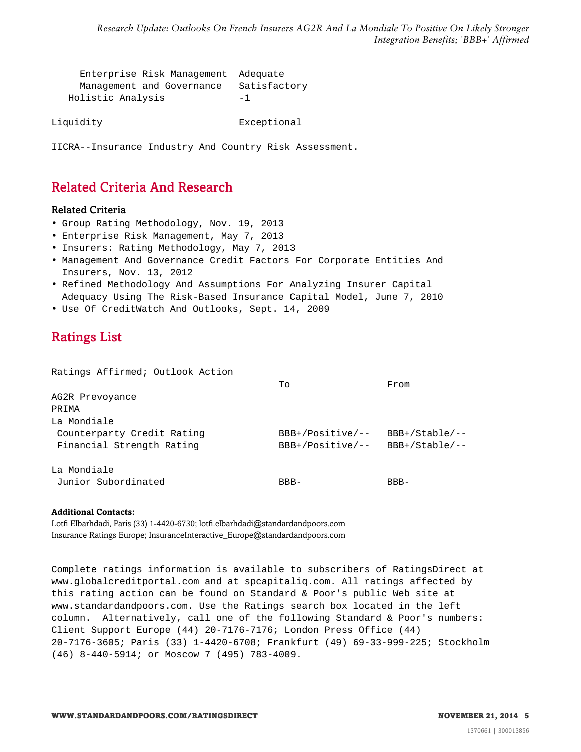| | |
|---|---|
| Enterprise Risk Management | Adequate |
| Management and Governance | Satisfactory |
| Holistic Analysis | -1 |
| | |
| Liquidity | Exceptional |

IICRA--Insurance Industry And Country Risk Assessment.

## Related Criteria And Research

### Related Criteria

- Group Rating Methodology, Nov. 19, 2013
- Enterprise Risk Management, May 7, 2013
- Insurers: Rating Methodology, May 7, 2013
- Management And Governance Credit Factors For Corporate Entities And Insurers, Nov. 13, 2012
- Refined Methodology And Assumptions For Analyzing Insurer Capital Adequacy Using The Risk-Based Insurance Capital Model, June 7, 2010
- Use Of CreditWatch And Outlooks, Sept. 14, 2009

## Ratings List

| Ratings Affirmed; Outlook Action | | |
|---|---|---|
| | To | From |
| AG2R Prevoyance | | |
| PRIMA | | |
| La Mondiale | | |
| Counterparty Credit Rating | BBB+/Positive/-- | BBB+/Stable/-- |
| Financial Strength Rating | BBB+/Positive/-- | BBB+/Stable/-- |
| | | |
| La Mondiale | | |
| Junior Subordinated | BBB- | BBB- |

**Additional Contacts:**
Lotfi Elbarhdadi, Paris (33) 1-4420-6730; lotfi.elbarhdadi@standardandpoors.com
Insurance Ratings Europe; InsuranceInteractive_Europe@standardandpoors.com

Complete ratings information is available to subscribers of RatingsDirect at www.globalcreditportal.com and at spcapitaliq.com. All ratings affected by this rating action can be found on Standard & Poor's public Web site at www.standardandpoors.com. Use the Ratings search box located in the left column. Alternatively, call one of the following Standard & Poor's numbers: Client Support Europe (44) 20-7176-7176; London Press Office (44) 20-7176-3605; Paris (33) 1-4420-6708; Frankfurt (49) 69-33-999-225; Stockholm (46) 8-440-5914; or Moscow 7 (495) 783-4009.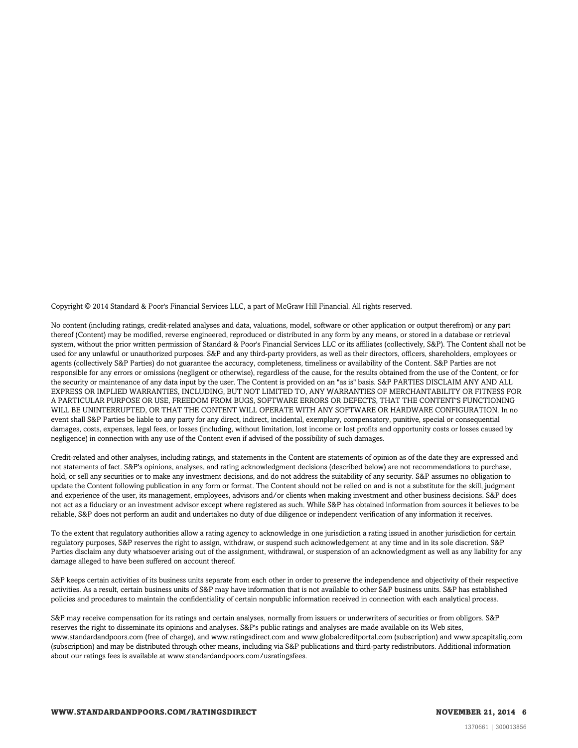Copyright © 2014 Standard & Poor's Financial Services LLC, a part of McGraw Hill Financial. All rights reserved.

No content (including ratings, credit-related analyses and data, valuations, model, software or other application or output therefrom) or any part thereof (Content) may be modified, reverse engineered, reproduced or distributed in any form by any means, or stored in a database or retrieval system, without the prior written permission of Standard & Poor's Financial Services LLC or its affiliates (collectively, S&P). The Content shall not be used for any unlawful or unauthorized purposes. S&P and any third-party providers, as well as their directors, officers, shareholders, employees or agents (collectively S&P Parties) do not guarantee the accuracy, completeness, timeliness or availability of the Content. S&P Parties are not responsible for any errors or omissions (negligent or otherwise), regardless of the cause, for the results obtained from the use of the Content, or for the security or maintenance of any data input by the user. The Content is provided on an "as is" basis. S&P PARTIES DISCLAIM ANY AND ALL EXPRESS OR IMPLIED WARRANTIES, INCLUDING, BUT NOT LIMITED TO, ANY WARRANTIES OF MERCHANTABILITY OR FITNESS FOR A PARTICULAR PURPOSE OR USE, FREEDOM FROM BUGS, SOFTWARE ERRORS OR DEFECTS, THAT THE CONTENT'S FUNCTIONING WILL BE UNINTERRUPTED, OR THAT THE CONTENT WILL OPERATE WITH ANY SOFTWARE OR HARDWARE CONFIGURATION. In no event shall S&P Parties be liable to any party for any direct, indirect, incidental, exemplary, compensatory, punitive, special or consequential damages, costs, expenses, legal fees, or losses (including, without limitation, lost income or lost profits and opportunity costs or losses caused by negligence) in connection with any use of the Content even if advised of the possibility of such damages.

Credit-related and other analyses, including ratings, and statements in the Content are statements of opinion as of the date they are expressed and not statements of fact. S&P's opinions, analyses, and rating acknowledgment decisions (described below) are not recommendations to purchase, hold, or sell any securities or to make any investment decisions, and do not address the suitability of any security. S&P assumes no obligation to update the Content following publication in any form or format. The Content should not be relied on and is not a substitute for the skill, judgment and experience of the user, its management, employees, advisors and/or clients when making investment and other business decisions. S&P does not act as a fiduciary or an investment advisor except where registered as such. While S&P has obtained information from sources it believes to be reliable, S&P does not perform an audit and undertakes no duty of due diligence or independent verification of any information it receives.

To the extent that regulatory authorities allow a rating agency to acknowledge in one jurisdiction a rating issued in another jurisdiction for certain regulatory purposes, S&P reserves the right to assign, withdraw, or suspend such acknowledgement at any time and in its sole discretion. S&P Parties disclaim any duty whatsoever arising out of the assignment, withdrawal, or suspension of an acknowledgment as well as any liability for any damage alleged to have been suffered on account thereof.

S&P keeps certain activities of its business units separate from each other in order to preserve the independence and objectivity of their respective activities. As a result, certain business units of S&P may have information that is not available to other S&P business units. S&P has established policies and procedures to maintain the confidentiality of certain nonpublic information received in connection with each analytical process.

S&P may receive compensation for its ratings and certain analyses, normally from issuers or underwriters of securities or from obligors. S&P reserves the right to disseminate its opinions and analyses. S&P's public ratings and analyses are made available on its Web sites, www.standardandpoors.com (free of charge), and www.ratingsdirect.com and www.globalcreditportal.com (subscription) and www.spcapitaliq.com (subscription) and may be distributed through other means, including via S&P publications and third-party redistributors. Additional information about our ratings fees is available at www.standardandpoors.com/usratingsfees.